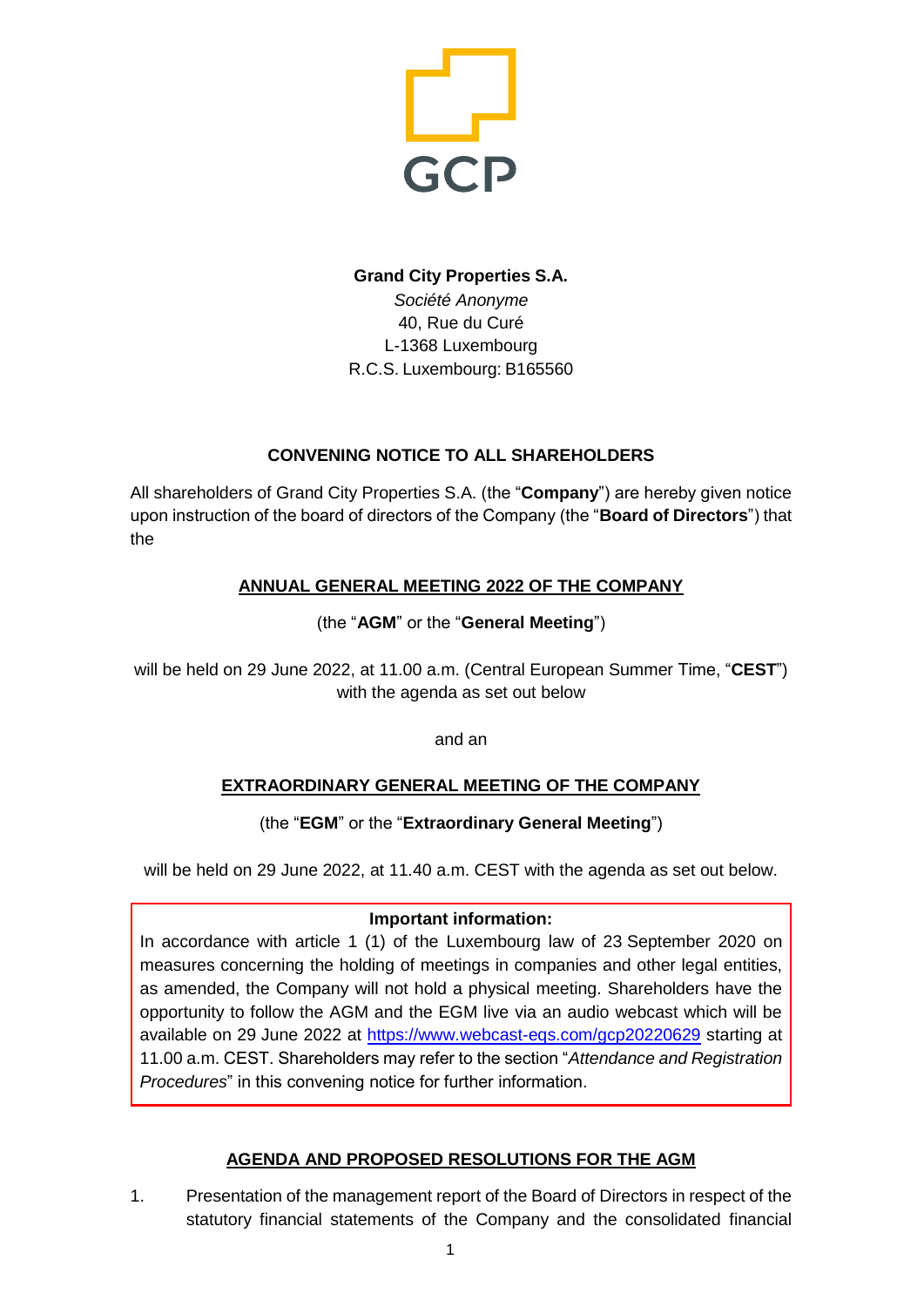GCP

**Grand City Properties S.A.**
*Société Anonyme*
40, Rue du Curé
L-1368 Luxembourg
R.C.S. Luxembourg: B165560

## CONVENING NOTICE TO ALL SHAREHOLDERS

All shareholders of Grand City Properties S.A. (the "**Company**") are hereby given notice upon instruction of the board of directors of the Company (the "**Board of Directors**") that the

## ANNUAL GENERAL MEETING 2022 OF THE COMPANY

(the "**AGM**" or the "**General Meeting**")

will be held on 29 June 2022, at 11.00 a.m. (Central European Summer Time, "**CEST**") with the agenda as set out below

and an

## EXTRAORDINARY GENERAL MEETING OF THE COMPANY

(the "**EGM**" or the "**Extraordinary General Meeting**")

will be held on 29 June 2022, at 11.40 a.m. CEST with the agenda as set out below.

**Important information:**
In accordance with article 1 (1) of the Luxembourg law of 23 September 2020 on measures concerning the holding of meetings in companies and other legal entities, as amended, the Company will not hold a physical meeting. Shareholders have the opportunity to follow the AGM and the EGM live via an audio webcast which will be available on 29 June 2022 at https://www.webcast-eqs.com/gcp20220629 starting at 11.00 a.m. CEST. Shareholders may refer to the section "*Attendance and Registration Procedures*" in this convening notice for further information.

## AGENDA AND PROPOSED RESOLUTIONS FOR THE AGM

1. Presentation of the management report of the Board of Directors in respect of the statutory financial statements of the Company and the consolidated financial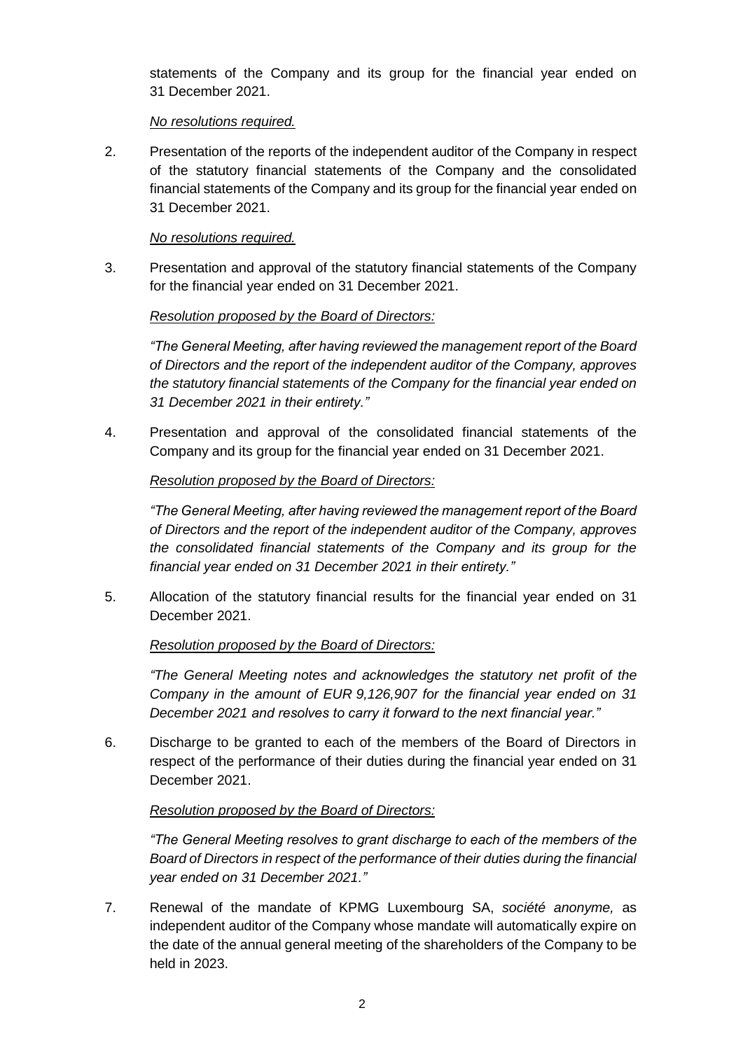statements of the Company and its group for the financial year ended on 31 December 2021.

*No resolutions required.*

2. Presentation of the reports of the independent auditor of the Company in respect of the statutory financial statements of the Company and the consolidated financial statements of the Company and its group for the financial year ended on 31 December 2021.

   *No resolutions required.*

3. Presentation and approval of the statutory financial statements of the Company for the financial year ended on 31 December 2021.

   *Resolution proposed by the Board of Directors:*

   *"The General Meeting, after having reviewed the management report of the Board of Directors and the report of the independent auditor of the Company, approves the statutory financial statements of the Company for the financial year ended on 31 December 2021 in their entirety."*

4. Presentation and approval of the consolidated financial statements of the Company and its group for the financial year ended on 31 December 2021.

   *Resolution proposed by the Board of Directors:*

   *"The General Meeting, after having reviewed the management report of the Board of Directors and the report of the independent auditor of the Company, approves the consolidated financial statements of the Company and its group for the financial year ended on 31 December 2021 in their entirety."*

5. Allocation of the statutory financial results for the financial year ended on 31 December 2021.

   *Resolution proposed by the Board of Directors:*

   *"The General Meeting notes and acknowledges the statutory net profit of the Company in the amount of EUR 9,126,907 for the financial year ended on 31 December 2021 and resolves to carry it forward to the next financial year."*

6. Discharge to be granted to each of the members of the Board of Directors in respect of the performance of their duties during the financial year ended on 31 December 2021.

   *Resolution proposed by the Board of Directors:*

   *"The General Meeting resolves to grant discharge to each of the members of the Board of Directors in respect of the performance of their duties during the financial year ended on 31 December 2021."*

7. Renewal of the mandate of KPMG Luxembourg SA, *société anonyme,* as independent auditor of the Company whose mandate will automatically expire on the date of the annual general meeting of the shareholders of the Company to be held in 2023.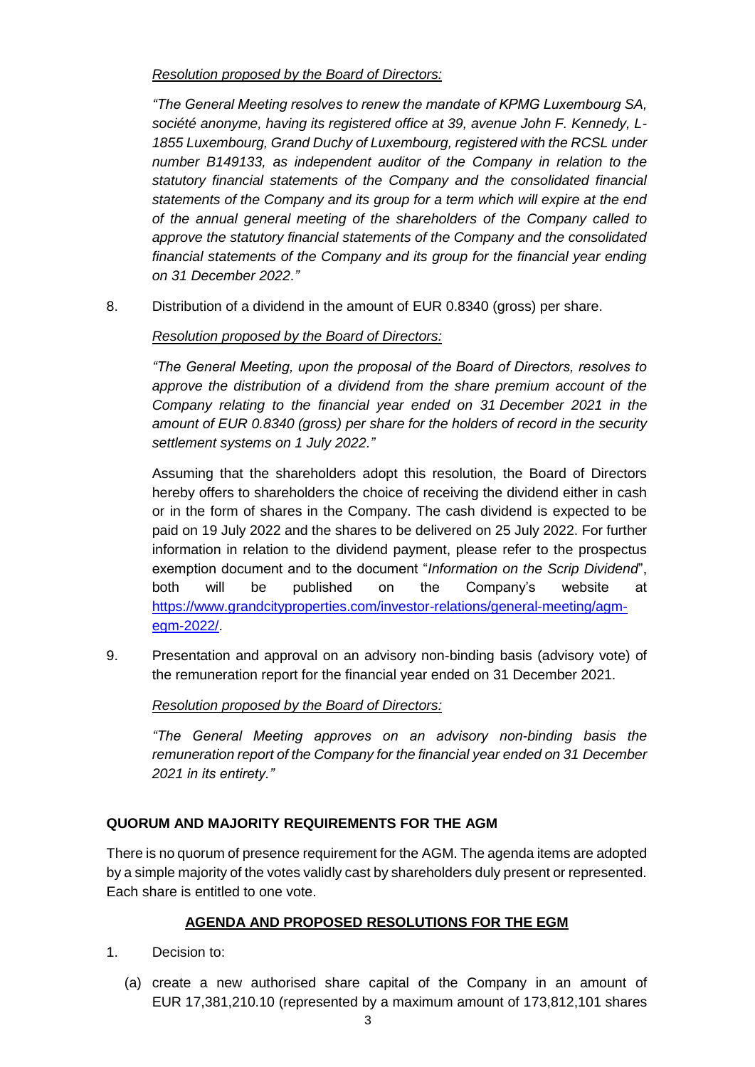*Resolution proposed by the Board of Directors:*

*"The General Meeting resolves to renew the mandate of KPMG Luxembourg SA, société anonyme, having its registered office at 39, avenue John F. Kennedy, L-1855 Luxembourg, Grand Duchy of Luxembourg, registered with the RCSL under number B149133, as independent auditor of the Company in relation to the statutory financial statements of the Company and the consolidated financial statements of the Company and its group for a term which will expire at the end of the annual general meeting of the shareholders of the Company called to approve the statutory financial statements of the Company and the consolidated financial statements of the Company and its group for the financial year ending on 31 December 2022."*

8. Distribution of a dividend in the amount of EUR 0.8340 (gross) per share.

   *Resolution proposed by the Board of Directors:*

   *"The General Meeting, upon the proposal of the Board of Directors, resolves to approve the distribution of a dividend from the share premium account of the Company relating to the financial year ended on 31 December 2021 in the amount of EUR 0.8340 (gross) per share for the holders of record in the security settlement systems on 1 July 2022."*

   Assuming that the shareholders adopt this resolution, the Board of Directors hereby offers to shareholders the choice of receiving the dividend either in cash or in the form of shares in the Company. The cash dividend is expected to be paid on 19 July 2022 and the shares to be delivered on 25 July 2022. For further information in relation to the dividend payment, please refer to the prospectus exemption document and to the document "*Information on the Scrip Dividend*", both will be published on the Company's website at https://www.grandcityproperties.com/investor-relations/general-meeting/agm-egm-2022/.

9. Presentation and approval on an advisory non-binding basis (advisory vote) of the remuneration report for the financial year ended on 31 December 2021.

   *Resolution proposed by the Board of Directors:*

   *"The General Meeting approves on an advisory non-binding basis the remuneration report of the Company for the financial year ended on 31 December 2021 in its entirety."*

**QUORUM AND MAJORITY REQUIREMENTS FOR THE AGM**

There is no quorum of presence requirement for the AGM. The agenda items are adopted by a simple majority of the votes validly cast by shareholders duly present or represented. Each share is entitled to one vote.

**AGENDA AND PROPOSED RESOLUTIONS FOR THE EGM**

1. Decision to:

   (a) create a new authorised share capital of the Company in an amount of EUR 17,381,210.10 (represented by a maximum amount of 173,812,101 shares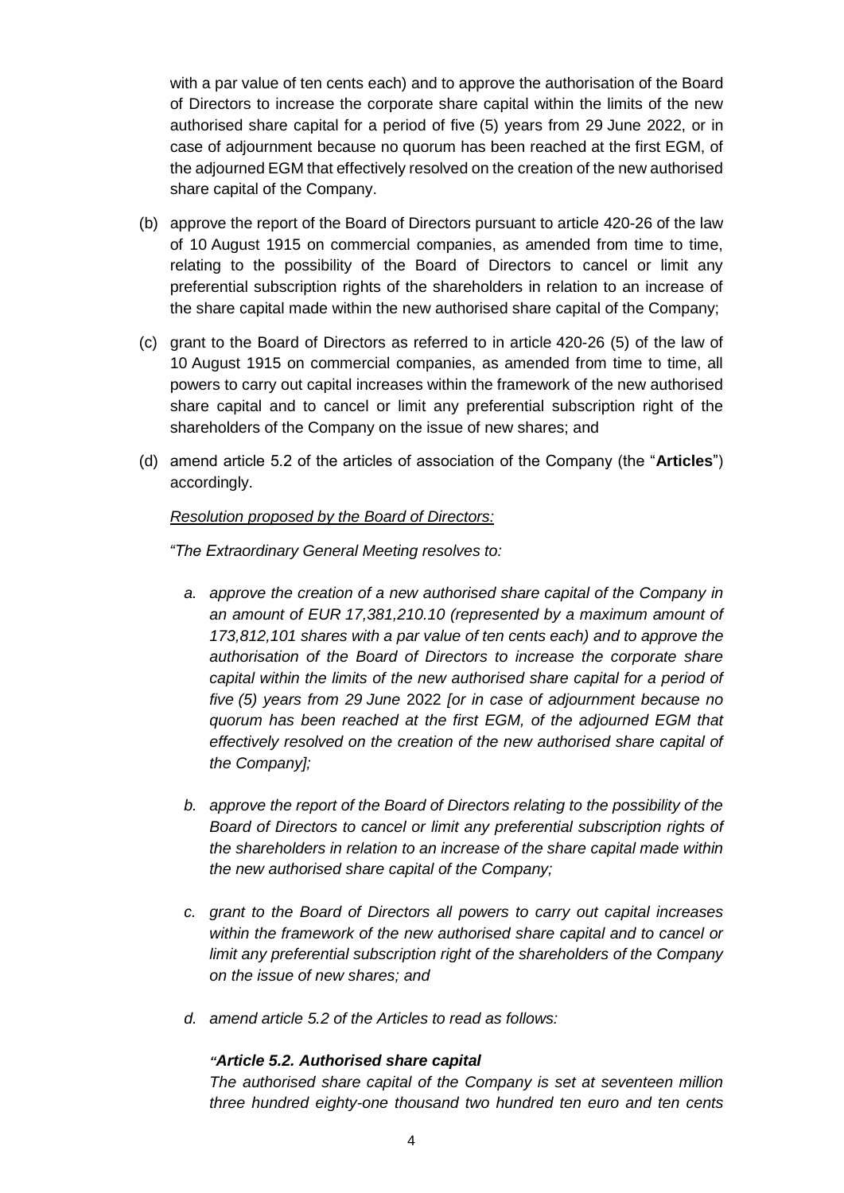with a par value of ten cents each) and to approve the authorisation of the Board of Directors to increase the corporate share capital within the limits of the new authorised share capital for a period of five (5) years from 29 June 2022, or in case of adjournment because no quorum has been reached at the first EGM, of the adjourned EGM that effectively resolved on the creation of the new authorised share capital of the Company.

(b) approve the report of the Board of Directors pursuant to article 420-26 of the law of 10 August 1915 on commercial companies, as amended from time to time, relating to the possibility of the Board of Directors to cancel or limit any preferential subscription rights of the shareholders in relation to an increase of the share capital made within the new authorised share capital of the Company;

(c) grant to the Board of Directors as referred to in article 420-26 (5) of the law of 10 August 1915 on commercial companies, as amended from time to time, all powers to carry out capital increases within the framework of the new authorised share capital and to cancel or limit any preferential subscription right of the shareholders of the Company on the issue of new shares; and

(d) amend article 5.2 of the articles of association of the Company (the "**Articles**") accordingly.

*Resolution proposed by the Board of Directors:*

*"The Extraordinary General Meeting resolves to:*

*a. approve the creation of a new authorised share capital of the Company in an amount of EUR 17,381,210.10 (represented by a maximum amount of 173,812,101 shares with a par value of ten cents each) and to approve the authorisation of the Board of Directors to increase the corporate share capital within the limits of the new authorised share capital for a period of five (5) years from 29 June* 2022 *[or in case of adjournment because no quorum has been reached at the first EGM, of the adjourned EGM that effectively resolved on the creation of the new authorised share capital of the Company];*

*b. approve the report of the Board of Directors relating to the possibility of the Board of Directors to cancel or limit any preferential subscription rights of the shareholders in relation to an increase of the share capital made within the new authorised share capital of the Company;*

*c. grant to the Board of Directors all powers to carry out capital increases within the framework of the new authorised share capital and to cancel or limit any preferential subscription right of the shareholders of the Company on the issue of new shares; and*

*d. amend article 5.2 of the Articles to read as follows:*

*"**Article 5.2. Authorised share capital***
*The authorised share capital of the Company is set at seventeen million three hundred eighty-one thousand two hundred ten euro and ten cents*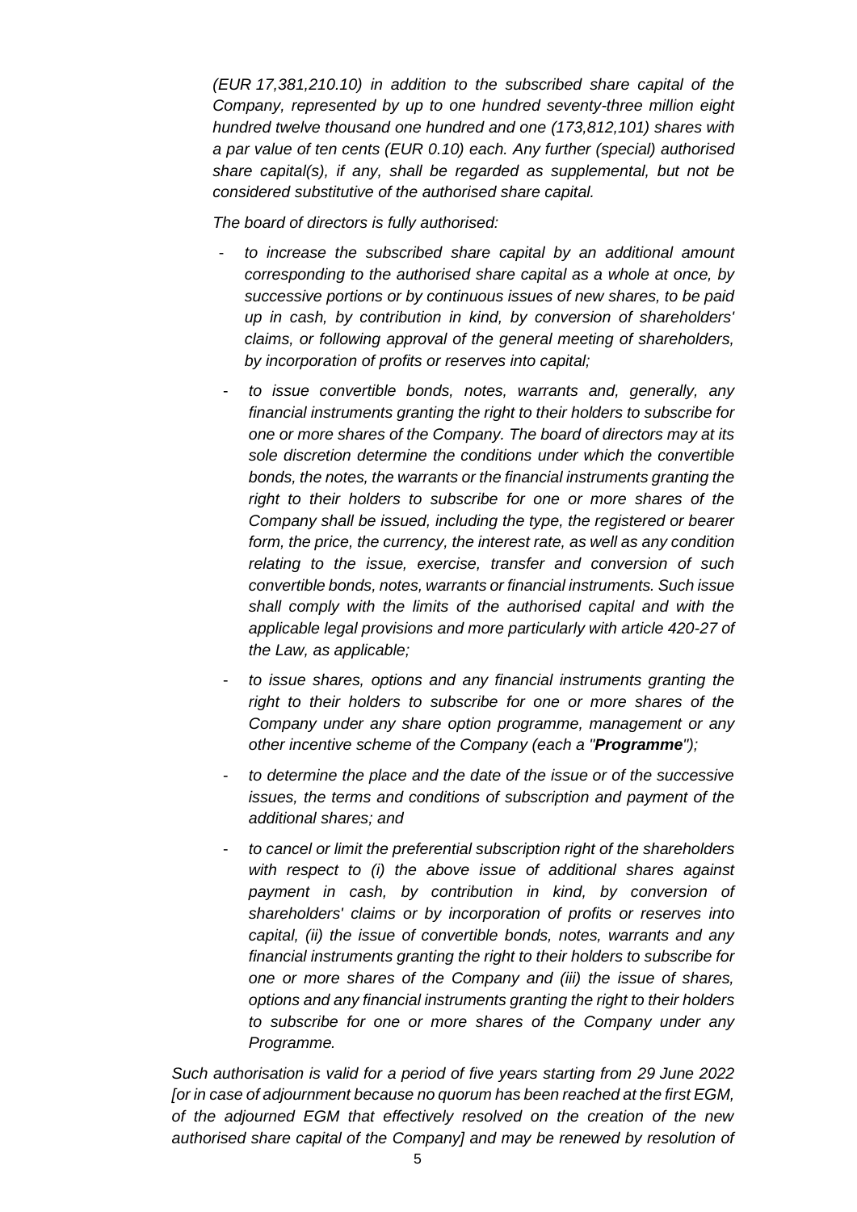*(EUR 17,381,210.10) in addition to the subscribed share capital of the Company, represented by up to one hundred seventy-three million eight hundred twelve thousand one hundred and one (173,812,101) shares with a par value of ten cents (EUR 0.10) each. Any further (special) authorised share capital(s), if any, shall be regarded as supplemental, but not be considered substitutive of the authorised share capital.*

*The board of directors is fully authorised:*

- *to increase the subscribed share capital by an additional amount corresponding to the authorised share capital as a whole at once, by successive portions or by continuous issues of new shares, to be paid up in cash, by contribution in kind, by conversion of shareholders' claims, or following approval of the general meeting of shareholders, by incorporation of profits or reserves into capital;*
- *to issue convertible bonds, notes, warrants and, generally, any financial instruments granting the right to their holders to subscribe for one or more shares of the Company. The board of directors may at its sole discretion determine the conditions under which the convertible bonds, the notes, the warrants or the financial instruments granting the right to their holders to subscribe for one or more shares of the Company shall be issued, including the type, the registered or bearer form, the price, the currency, the interest rate, as well as any condition relating to the issue, exercise, transfer and conversion of such convertible bonds, notes, warrants or financial instruments. Such issue shall comply with the limits of the authorised capital and with the applicable legal provisions and more particularly with article 420-27 of the Law, as applicable;*
- *to issue shares, options and any financial instruments granting the right to their holders to subscribe for one or more shares of the Company under any share option programme, management or any other incentive scheme of the Company (each a "**Programme**");*
- *to determine the place and the date of the issue or of the successive issues, the terms and conditions of subscription and payment of the additional shares; and*
- *to cancel or limit the preferential subscription right of the shareholders with respect to (i) the above issue of additional shares against payment in cash, by contribution in kind, by conversion of shareholders' claims or by incorporation of profits or reserves into capital, (ii) the issue of convertible bonds, notes, warrants and any financial instruments granting the right to their holders to subscribe for one or more shares of the Company and (iii) the issue of shares, options and any financial instruments granting the right to their holders to subscribe for one or more shares of the Company under any Programme.*

*Such authorisation is valid for a period of five years starting from 29 June 2022 [or in case of adjournment because no quorum has been reached at the first EGM, of the adjourned EGM that effectively resolved on the creation of the new authorised share capital of the Company] and may be renewed by resolution of*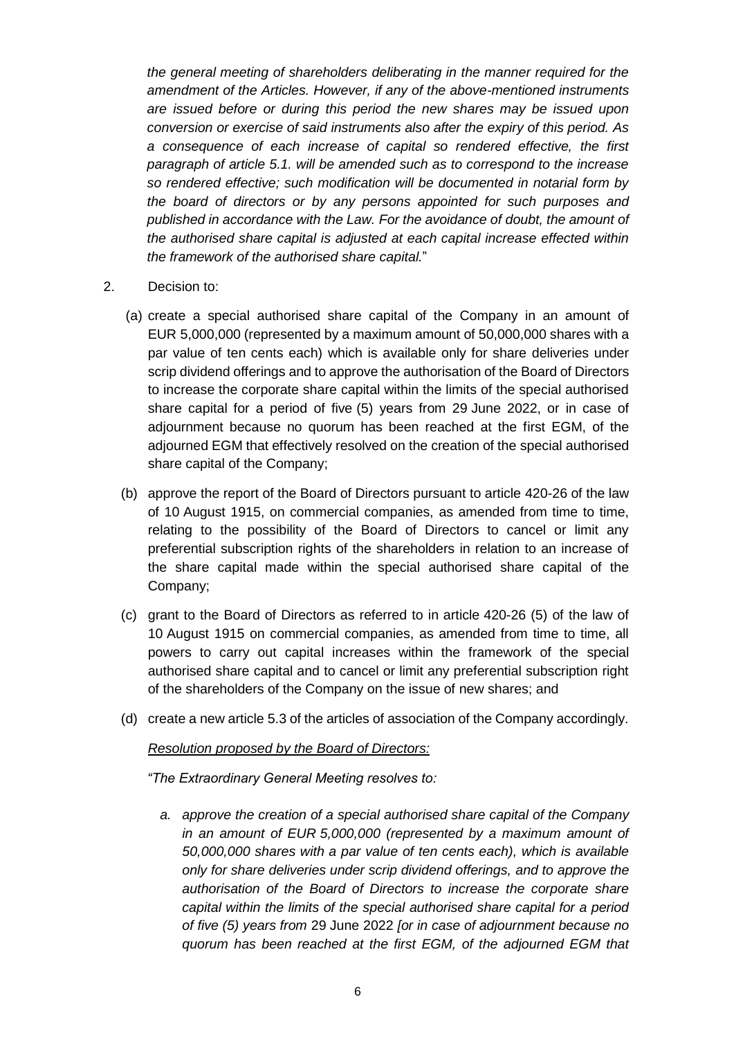*the general meeting of shareholders deliberating in the manner required for the amendment of the Articles. However, if any of the above-mentioned instruments are issued before or during this period the new shares may be issued upon conversion or exercise of said instruments also after the expiry of this period. As a consequence of each increase of capital so rendered effective, the first paragraph of article 5.1. will be amended such as to correspond to the increase so rendered effective; such modification will be documented in notarial form by the board of directors or by any persons appointed for such purposes and published in accordance with the Law. For the avoidance of doubt, the amount of the authorised share capital is adjusted at each capital increase effected within the framework of the authorised share capital.*"

2. Decision to:

   (a) create a special authorised share capital of the Company in an amount of EUR 5,000,000 (represented by a maximum amount of 50,000,000 shares with a par value of ten cents each) which is available only for share deliveries under scrip dividend offerings and to approve the authorisation of the Board of Directors to increase the corporate share capital within the limits of the special authorised share capital for a period of five (5) years from 29 June 2022, or in case of adjournment because no quorum has been reached at the first EGM, of the adjourned EGM that effectively resolved on the creation of the special authorised share capital of the Company;

   (b) approve the report of the Board of Directors pursuant to article 420-26 of the law of 10 August 1915, on commercial companies, as amended from time to time, relating to the possibility of the Board of Directors to cancel or limit any preferential subscription rights of the shareholders in relation to an increase of the share capital made within the special authorised share capital of the Company;

   (c) grant to the Board of Directors as referred to in article 420-26 (5) of the law of 10 August 1915 on commercial companies, as amended from time to time, all powers to carry out capital increases within the framework of the special authorised share capital and to cancel or limit any preferential subscription right of the shareholders of the Company on the issue of new shares; and

   (d) create a new article 5.3 of the articles of association of the Company accordingly.

   *Resolution proposed by the Board of Directors:*

   *"The Extraordinary General Meeting resolves to:*

   *a. approve the creation of a special authorised share capital of the Company in an amount of EUR 5,000,000 (represented by a maximum amount of 50,000,000 shares with a par value of ten cents each), which is available only for share deliveries under scrip dividend offerings, and to approve the authorisation of the Board of Directors to increase the corporate share capital within the limits of the special authorised share capital for a period of five (5) years from* 29 June 2022 *[or in case of adjournment because no quorum has been reached at the first EGM, of the adjourned EGM that*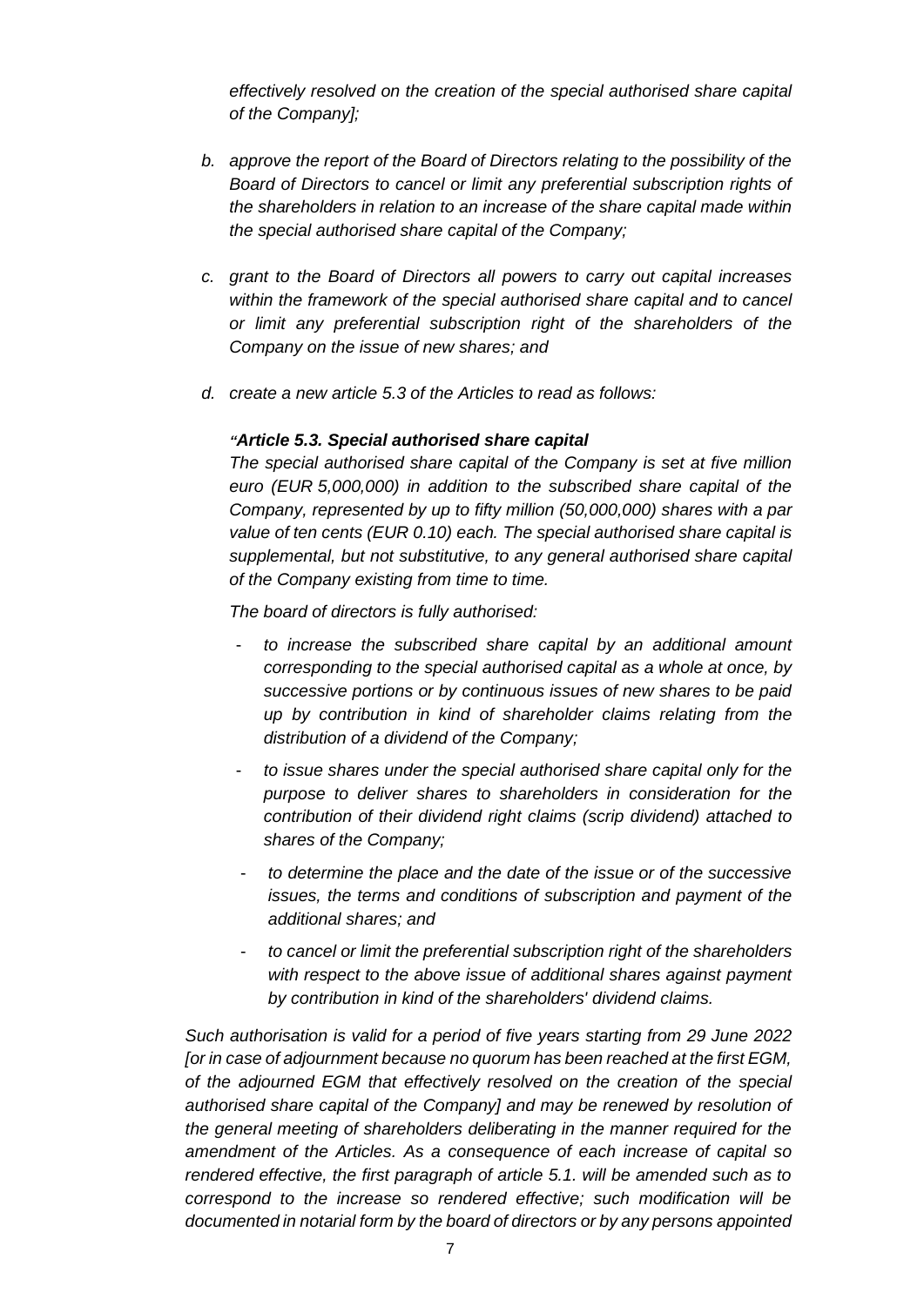*effectively resolved on the creation of the special authorised share capital of the Company];*

b. *approve the report of the Board of Directors relating to the possibility of the Board of Directors to cancel or limit any preferential subscription rights of the shareholders in relation to an increase of the share capital made within the special authorised share capital of the Company;*

c. *grant to the Board of Directors all powers to carry out capital increases within the framework of the special authorised share capital and to cancel or limit any preferential subscription right of the shareholders of the Company on the issue of new shares; and*

d. *create a new article 5.3 of the Articles to read as follows:*

*"**Article 5.3. Special authorised share capital***

*The special authorised share capital of the Company is set at five million euro (EUR 5,000,000) in addition to the subscribed share capital of the Company, represented by up to fifty million (50,000,000) shares with a par value of ten cents (EUR 0.10) each. The special authorised share capital is supplemental, but not substitutive, to any general authorised share capital of the Company existing from time to time.*

*The board of directors is fully authorised:*

- *to increase the subscribed share capital by an additional amount corresponding to the special authorised capital as a whole at once, by successive portions or by continuous issues of new shares to be paid up by contribution in kind of shareholder claims relating from the distribution of a dividend of the Company;*
- *to issue shares under the special authorised share capital only for the purpose to deliver shares to shareholders in consideration for the contribution of their dividend right claims (scrip dividend) attached to shares of the Company;*
- *to determine the place and the date of the issue or of the successive issues, the terms and conditions of subscription and payment of the additional shares; and*
- *to cancel or limit the preferential subscription right of the shareholders with respect to the above issue of additional shares against payment by contribution in kind of the shareholders' dividend claims.*

*Such authorisation is valid for a period of five years starting from 29 June 2022 [or in case of adjournment because no quorum has been reached at the first EGM, of the adjourned EGM that effectively resolved on the creation of the special authorised share capital of the Company] and may be renewed by resolution of the general meeting of shareholders deliberating in the manner required for the amendment of the Articles. As a consequence of each increase of capital so rendered effective, the first paragraph of article 5.1. will be amended such as to correspond to the increase so rendered effective; such modification will be documented in notarial form by the board of directors or by any persons appointed*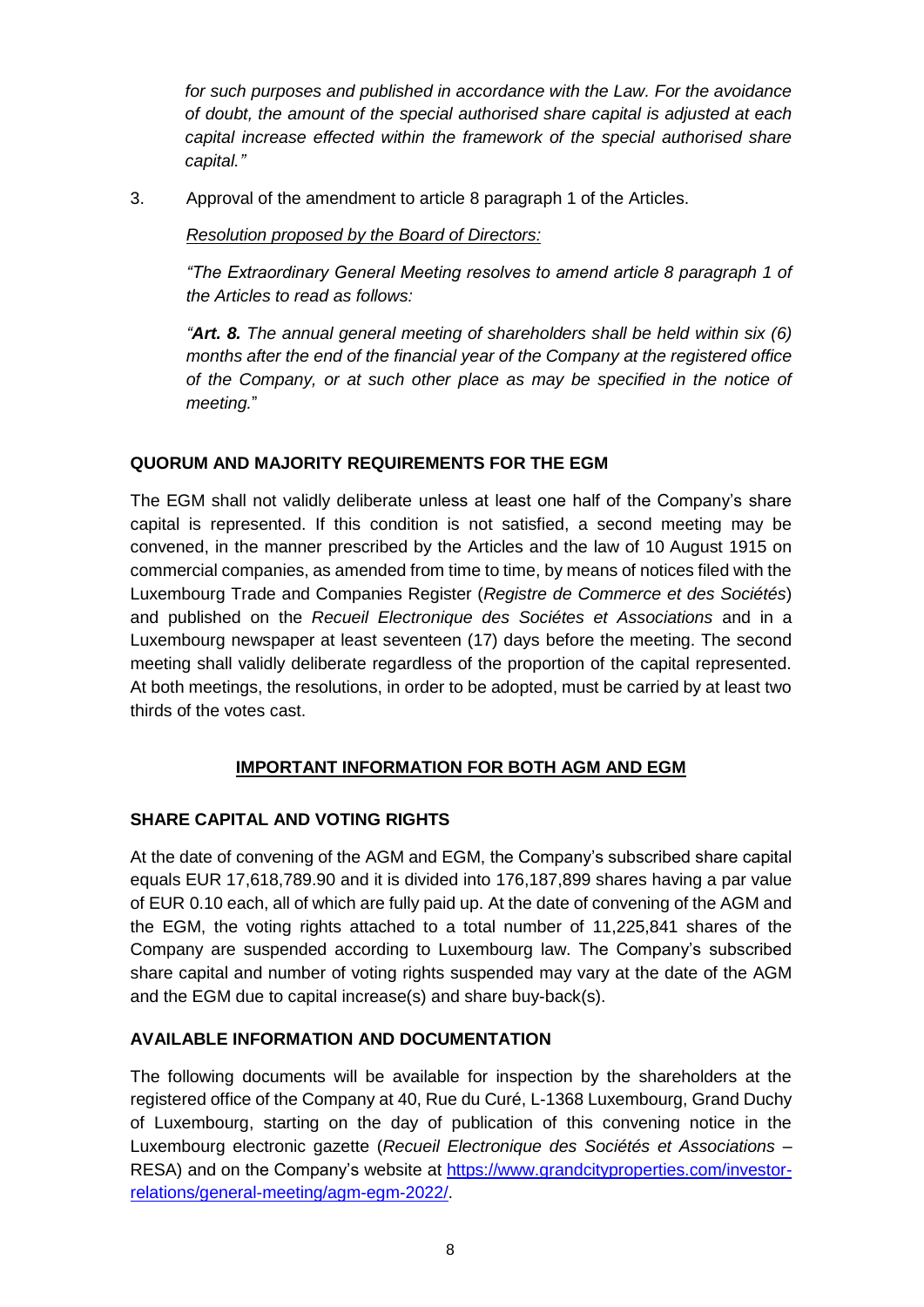*for such purposes and published in accordance with the Law. For the avoidance of doubt, the amount of the special authorised share capital is adjusted at each capital increase effected within the framework of the special authorised share capital."*

3. Approval of the amendment to article 8 paragraph 1 of the Articles.

   *Resolution proposed by the Board of Directors:*

   *"The Extraordinary General Meeting resolves to amend article 8 paragraph 1 of the Articles to read as follows:*

   *"**Art. 8.** The annual general meeting of shareholders shall be held within six (6) months after the end of the financial year of the Company at the registered office of the Company, or at such other place as may be specified in the notice of meeting.*"

**QUORUM AND MAJORITY REQUIREMENTS FOR THE EGM**

The EGM shall not validly deliberate unless at least one half of the Company's share capital is represented. If this condition is not satisfied, a second meeting may be convened, in the manner prescribed by the Articles and the law of 10 August 1915 on commercial companies, as amended from time to time, by means of notices filed with the Luxembourg Trade and Companies Register (*Registre de Commerce et des Sociétés*) and published on the *Recueil Electronique des Sociétes et Associations* and in a Luxembourg newspaper at least seventeen (17) days before the meeting. The second meeting shall validly deliberate regardless of the proportion of the capital represented. At both meetings, the resolutions, in order to be adopted, must be carried by at least two thirds of the votes cast.

## IMPORTANT INFORMATION FOR BOTH AGM AND EGM

**SHARE CAPITAL AND VOTING RIGHTS**

At the date of convening of the AGM and EGM, the Company's subscribed share capital equals EUR 17,618,789.90 and it is divided into 176,187,899 shares having a par value of EUR 0.10 each, all of which are fully paid up. At the date of convening of the AGM and the EGM, the voting rights attached to a total number of 11,225,841 shares of the Company are suspended according to Luxembourg law. The Company's subscribed share capital and number of voting rights suspended may vary at the date of the AGM and the EGM due to capital increase(s) and share buy-back(s).

**AVAILABLE INFORMATION AND DOCUMENTATION**

The following documents will be available for inspection by the shareholders at the registered office of the Company at 40, Rue du Curé, L-1368 Luxembourg, Grand Duchy of Luxembourg, starting on the day of publication of this convening notice in the Luxembourg electronic gazette (*Recueil Electronique des Sociétés et Associations* – RESA) and on the Company's website at https://www.grandcityproperties.com/investor-relations/general-meeting/agm-egm-2022/.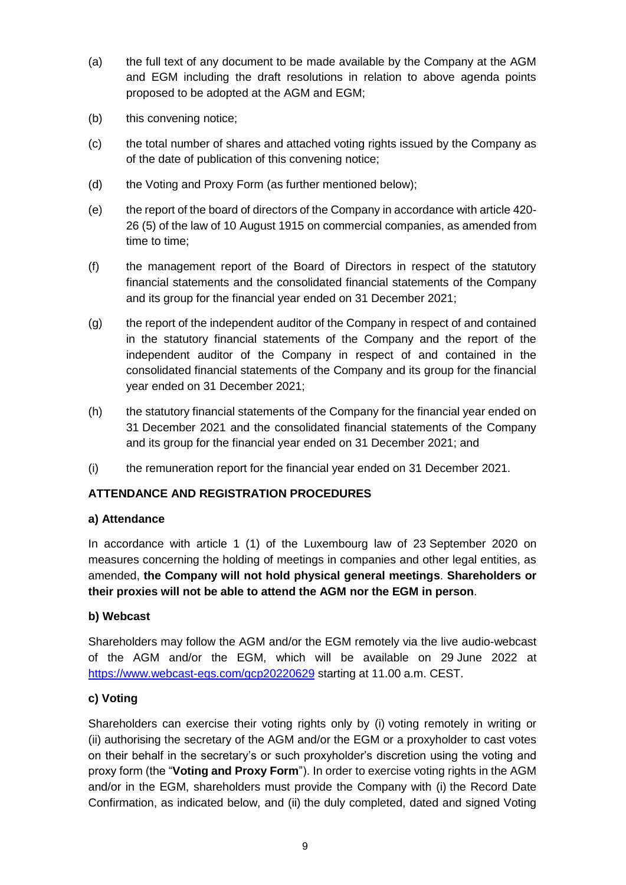(a) the full text of any document to be made available by the Company at the AGM and EGM including the draft resolutions in relation to above agenda points proposed to be adopted at the AGM and EGM;

(b) this convening notice;

(c) the total number of shares and attached voting rights issued by the Company as of the date of publication of this convening notice;

(d) the Voting and Proxy Form (as further mentioned below);

(e) the report of the board of directors of the Company in accordance with article 420-26 (5) of the law of 10 August 1915 on commercial companies, as amended from time to time;

(f) the management report of the Board of Directors in respect of the statutory financial statements and the consolidated financial statements of the Company and its group for the financial year ended on 31 December 2021;

(g) the report of the independent auditor of the Company in respect of and contained in the statutory financial statements of the Company and the report of the independent auditor of the Company in respect of and contained in the consolidated financial statements of the Company and its group for the financial year ended on 31 December 2021;

(h) the statutory financial statements of the Company for the financial year ended on 31 December 2021 and the consolidated financial statements of the Company and its group for the financial year ended on 31 December 2021; and

(i) the remuneration report for the financial year ended on 31 December 2021.

**ATTENDANCE AND REGISTRATION PROCEDURES**

**a) Attendance**

In accordance with article 1 (1) of the Luxembourg law of 23 September 2020 on measures concerning the holding of meetings in companies and other legal entities, as amended, **the Company will not hold physical general meetings**. **Shareholders or their proxies will not be able to attend the AGM nor the EGM in person**.

**b) Webcast**

Shareholders may follow the AGM and/or the EGM remotely via the live audio-webcast of the AGM and/or the EGM, which will be available on 29 June 2022 at https://www.webcast-eqs.com/gcp20220629 starting at 11.00 a.m. CEST.

**c) Voting**

Shareholders can exercise their voting rights only by (i) voting remotely in writing or (ii) authorising the secretary of the AGM and/or the EGM or a proxyholder to cast votes on their behalf in the secretary's or such proxyholder's discretion using the voting and proxy form (the "**Voting and Proxy Form**"). In order to exercise voting rights in the AGM and/or in the EGM, shareholders must provide the Company with (i) the Record Date Confirmation, as indicated below, and (ii) the duly completed, dated and signed Voting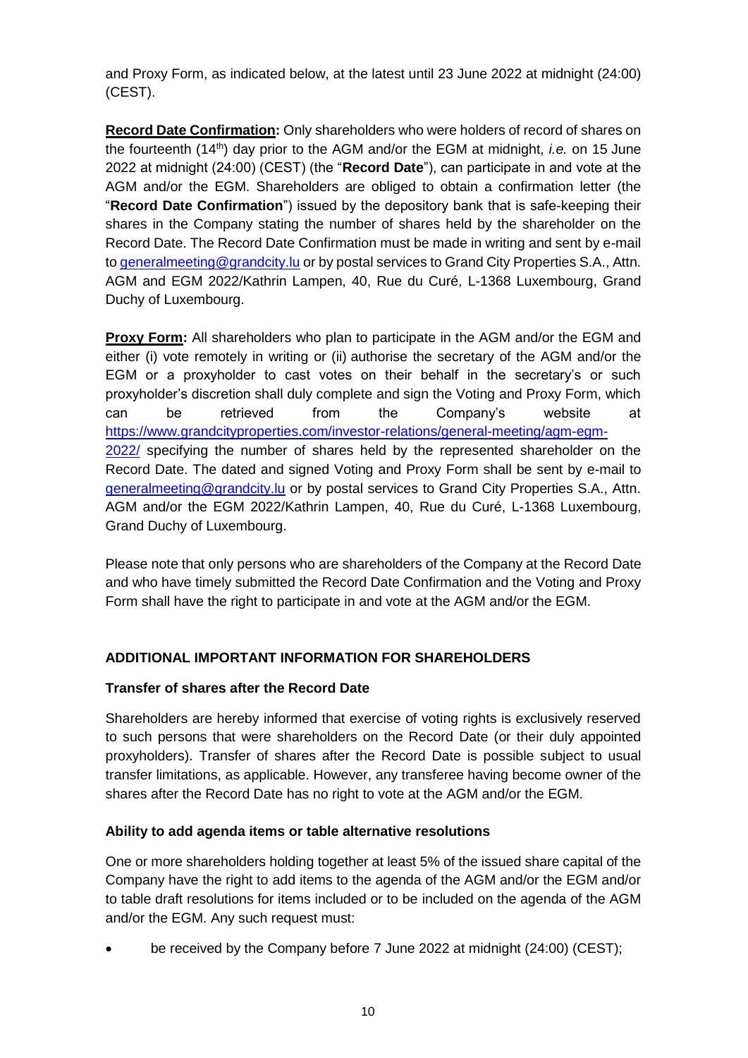and Proxy Form, as indicated below, at the latest until 23 June 2022 at midnight (24:00) (CEST).

**Record Date Confirmation:** Only shareholders who were holders of record of shares on the fourteenth (14th) day prior to the AGM and/or the EGM at midnight, *i.e.* on 15 June 2022 at midnight (24:00) (CEST) (the "**Record Date**"), can participate in and vote at the AGM and/or the EGM. Shareholders are obliged to obtain a confirmation letter (the "**Record Date Confirmation**") issued by the depository bank that is safe-keeping their shares in the Company stating the number of shares held by the shareholder on the Record Date. The Record Date Confirmation must be made in writing and sent by e-mail to generalmeeting@grandcity.lu or by postal services to Grand City Properties S.A., Attn. AGM and EGM 2022/Kathrin Lampen, 40, Rue du Curé, L-1368 Luxembourg, Grand Duchy of Luxembourg.

**Proxy Form:** All shareholders who plan to participate in the AGM and/or the EGM and either (i) vote remotely in writing or (ii) authorise the secretary of the AGM and/or the EGM or a proxyholder to cast votes on their behalf in the secretary's or such proxyholder's discretion shall duly complete and sign the Voting and Proxy Form, which can be retrieved from the Company's website at https://www.grandcityproperties.com/investor-relations/general-meeting/agm-egm-2022/ specifying the number of shares held by the represented shareholder on the Record Date. The dated and signed Voting and Proxy Form shall be sent by e-mail to generalmeeting@grandcity.lu or by postal services to Grand City Properties S.A., Attn. AGM and/or the EGM 2022/Kathrin Lampen, 40, Rue du Curé, L-1368 Luxembourg, Grand Duchy of Luxembourg.

Please note that only persons who are shareholders of the Company at the Record Date and who have timely submitted the Record Date Confirmation and the Voting and Proxy Form shall have the right to participate in and vote at the AGM and/or the EGM.

## ADDITIONAL IMPORTANT INFORMATION FOR SHAREHOLDERS

### Transfer of shares after the Record Date

Shareholders are hereby informed that exercise of voting rights is exclusively reserved to such persons that were shareholders on the Record Date (or their duly appointed proxyholders). Transfer of shares after the Record Date is possible subject to usual transfer limitations, as applicable. However, any transferee having become owner of the shares after the Record Date has no right to vote at the AGM and/or the EGM.

### Ability to add agenda items or table alternative resolutions

One or more shareholders holding together at least 5% of the issued share capital of the Company have the right to add items to the agenda of the AGM and/or the EGM and/or to table draft resolutions for items included or to be included on the agenda of the AGM and/or the EGM. Any such request must:

- be received by the Company before 7 June 2022 at midnight (24:00) (CEST);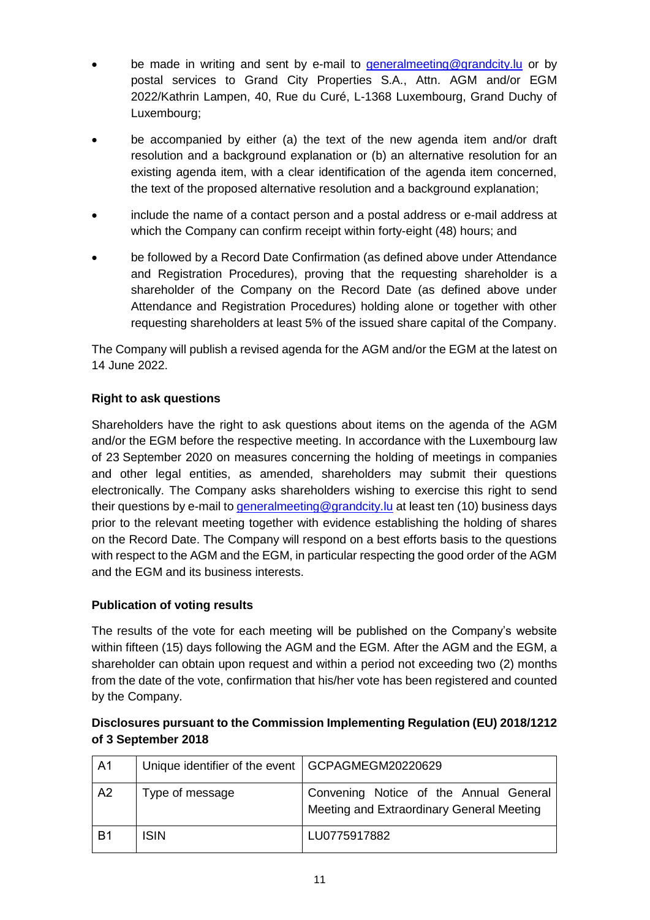- be made in writing and sent by e-mail to generalmeeting@grandcity.lu or by postal services to Grand City Properties S.A., Attn. AGM and/or EGM 2022/Kathrin Lampen, 40, Rue du Curé, L-1368 Luxembourg, Grand Duchy of Luxembourg;
- be accompanied by either (a) the text of the new agenda item and/or draft resolution and a background explanation or (b) an alternative resolution for an existing agenda item, with a clear identification of the agenda item concerned, the text of the proposed alternative resolution and a background explanation;
- include the name of a contact person and a postal address or e-mail address at which the Company can confirm receipt within forty-eight (48) hours; and
- be followed by a Record Date Confirmation (as defined above under Attendance and Registration Procedures), proving that the requesting shareholder is a shareholder of the Company on the Record Date (as defined above under Attendance and Registration Procedures) holding alone or together with other requesting shareholders at least 5% of the issued share capital of the Company.

The Company will publish a revised agenda for the AGM and/or the EGM at the latest on 14 June 2022.

**Right to ask questions**

Shareholders have the right to ask questions about items on the agenda of the AGM and/or the EGM before the respective meeting. In accordance with the Luxembourg law of 23 September 2020 on measures concerning the holding of meetings in companies and other legal entities, as amended, shareholders may submit their questions electronically. The Company asks shareholders wishing to exercise this right to send their questions by e-mail to generalmeeting@grandcity.lu at least ten (10) business days prior to the relevant meeting together with evidence establishing the holding of shares on the Record Date. The Company will respond on a best efforts basis to the questions with respect to the AGM and the EGM, in particular respecting the good order of the AGM and the EGM and its business interests.

**Publication of voting results**

The results of the vote for each meeting will be published on the Company's website within fifteen (15) days following the AGM and the EGM. After the AGM and the EGM, a shareholder can obtain upon request and within a period not exceeding two (2) months from the date of the vote, confirmation that his/her vote has been registered and counted by the Company.

**Disclosures pursuant to the Commission Implementing Regulation (EU) 2018/1212 of 3 September 2018**

| | | |
|---|---|---|
| A1 | Unique identifier of the event | GCPAGMEGM20220629 |
| A2 | Type of message | Convening Notice of the Annual General Meeting and Extraordinary General Meeting |
| B1 | ISIN | LU0775917882 |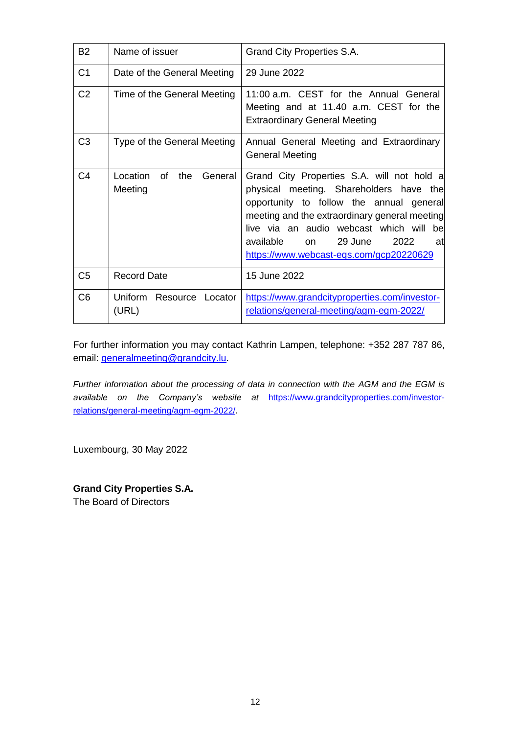| | | |
|---|---|---|
| B2 | Name of issuer | Grand City Properties S.A. |
| C1 | Date of the General Meeting | 29 June 2022 |
| C2 | Time of the General Meeting | 11:00 a.m. CEST for the Annual General Meeting and at 11.40 a.m. CEST for the Extraordinary General Meeting |
| C3 | Type of the General Meeting | Annual General Meeting and Extraordinary General Meeting |
| C4 | Location of the General Meeting | Grand City Properties S.A. will not hold a physical meeting. Shareholders have the opportunity to follow the annual general meeting and the extraordinary general meeting live via an audio webcast which will be available on 29 June 2022 at https://www.webcast-eqs.com/gcp20220629 |
| C5 | Record Date | 15 June 2022 |
| C6 | Uniform Resource Locator (URL) | https://www.grandcityproperties.com/investor-relations/general-meeting/agm-egm-2022/ |

For further information you may contact Kathrin Lampen, telephone: +352 287 787 86, email: generalmeeting@grandcity.lu.

*Further information about the processing of data in connection with the AGM and the EGM is available on the Company's website at https://www.grandcityproperties.com/investor-relations/general-meeting/agm-egm-2022/.*

Luxembourg, 30 May 2022

**Grand City Properties S.A.**
The Board of Directors